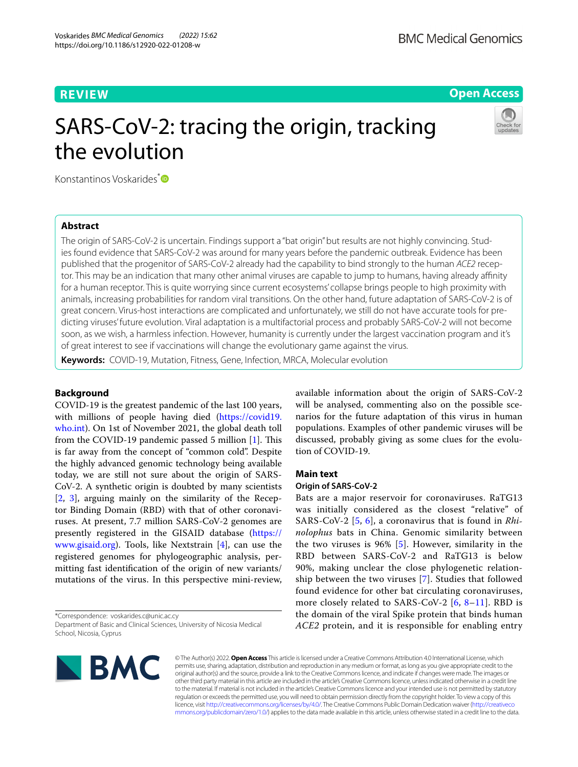**REVIEW**

**Open Access**

# SARS-CoV-2: tracing the origin, tracking the evolution

Konstantinos Voskarides*

## Abstract

The origin of SARS-CoV-2 is uncertain. Findings support a "bat origin" but results are not highly convincing. Studies found evidence that SARS-CoV-2 was around for many years before the pandemic outbreak. Evidence has been published that the progenitor of SARS-CoV-2 already had the capability to bind strongly to the human *ACE2* receptor. This may be an indication that many other animal viruses are capable to jump to humans, having already affinity for a human receptor. This is quite worrying since current ecosystems' collapse brings people to high proximity with animals, increasing probabilities for random viral transitions. On the other hand, future adaptation of SARS-CoV-2 is of great concern. Virus-host interactions are complicated and unfortunately, we still do not have accurate tools for predicting viruses' future evolution. Viral adaptation is a multifactorial process and probably SARS-CoV-2 will not become soon, as we wish, a harmless infection. However, humanity is currently under the largest vaccination program and it's of great interest to see if vaccinations will change the evolutionary game against the virus.

**Keywords:** COVID-19, Mutation, Fitness, Gene, Infection, MRCA, Molecular evolution

## Background

COVID-19 is the greatest pandemic of the last 100 years, with millions of people having died (https://covid19.who.int). On 1st of November 2021, the global death toll from the COVID-19 pandemic passed 5 million [1]. This is far away from the concept of "common cold". Despite the highly advanced genomic technology being available today, we are still not sure about the origin of SARS-CoV-2. A synthetic origin is doubted by many scientists [2, 3], arguing mainly on the similarity of the Receptor Binding Domain (RBD) with that of other coronaviruses. At present, 7.7 million SARS-CoV-2 genomes are presently registered in the GISAID database (https://www.gisaid.org). Tools, like Nextstrain [4], can use the registered genomes for phylogeographic analysis, permitting fast identification of the origin of new variants/mutations of the virus. In this perspective mini-review, available information about the origin of SARS-CoV-2 will be analysed, commenting also on the possible scenarios for the future adaptation of this virus in human populations. Examples of other pandemic viruses will be discussed, probably giving as some clues for the evolution of COVID-19.

## Main text

### Origin of SARS-CoV-2

Bats are a major reservoir for coronaviruses. RaTG13 was initially considered as the closest "relative" of SARS-CoV-2 [5, 6], a coronavirus that is found in *Rhinolophus* bats in China. Genomic similarity between the two viruses is 96% [5]. However, similarity in the RBD between SARS-CoV-2 and RaTG13 is below 90%, making unclear the close phylogenetic relationship between the two viruses [7]. Studies that followed found evidence for other bat circulating coronaviruses, more closely related to SARS-CoV-2 [6, 8–11]. RBD is the domain of the viral Spike protein that binds human *ACE2* protein, and it is responsible for enabling entry

*Correspondence: voskarides.c@unic.ac.cy
Department of Basic and Clinical Sciences, University of Nicosia Medical School, Nicosia, Cyprus

© The Author(s) 2022. **Open Access** This article is licensed under a Creative Commons Attribution 4.0 International License, which permits use, sharing, adaptation, distribution and reproduction in any medium or format, as long as you give appropriate credit to the original author(s) and the source, provide a link to the Creative Commons licence, and indicate if changes were made. The images or other third party material in this article are included in the article's Creative Commons licence, unless indicated otherwise in a credit line to the material. If material is not included in the article's Creative Commons licence and your intended use is not permitted by statutory regulation or exceeds the permitted use, you will need to obtain permission directly from the copyright holder. To view a copy of this licence, visit http://creativecommons.org/licenses/by/4.0/. The Creative Commons Public Domain Dedication waiver (http://creativecommons.org/publicdomain/zero/1.0/) applies to the data made available in this article, unless otherwise stated in a credit line to the data.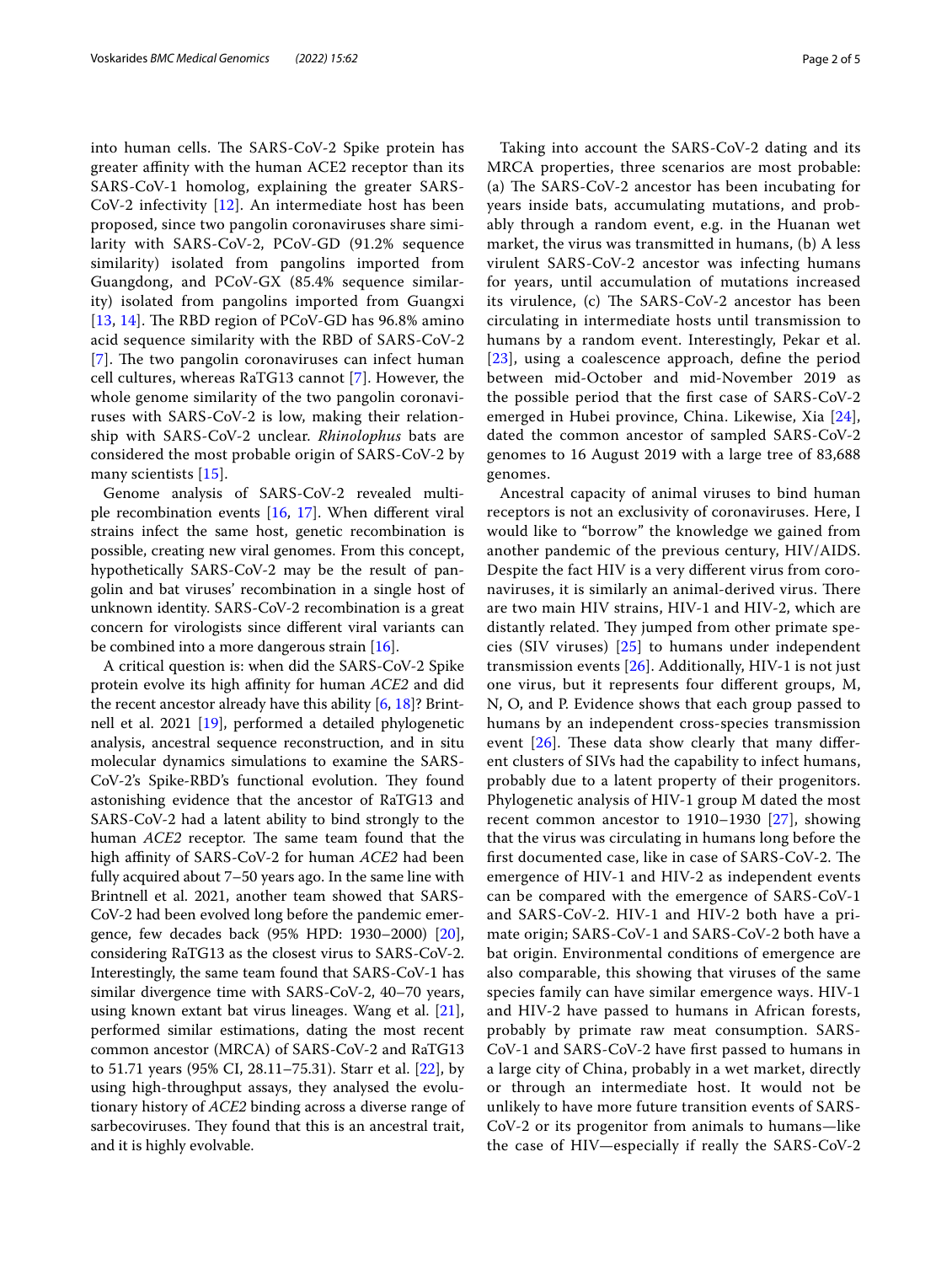into human cells. The SARS-CoV-2 Spike protein has greater affinity with the human ACE2 receptor than its SARS-CoV-1 homolog, explaining the greater SARS-CoV-2 infectivity [12]. An intermediate host has been proposed, since two pangolin coronaviruses share similarity with SARS-CoV-2, PCoV-GD (91.2% sequence similarity) isolated from pangolins imported from Guangdong, and PCoV-GX (85.4% sequence similarity) isolated from pangolins imported from Guangxi [13, 14]. The RBD region of PCoV-GD has 96.8% amino acid sequence similarity with the RBD of SARS-CoV-2 [7]. The two pangolin coronaviruses can infect human cell cultures, whereas RaTG13 cannot [7]. However, the whole genome similarity of the two pangolin coronaviruses with SARS-CoV-2 is low, making their relationship with SARS-CoV-2 unclear. *Rhinolophus* bats are considered the most probable origin of SARS-CoV-2 by many scientists [15].

Genome analysis of SARS-CoV-2 revealed multiple recombination events [16, 17]. When different viral strains infect the same host, genetic recombination is possible, creating new viral genomes. From this concept, hypothetically SARS-CoV-2 may be the result of pangolin and bat viruses' recombination in a single host of unknown identity. SARS-CoV-2 recombination is a great concern for virologists since different viral variants can be combined into a more dangerous strain [16].

A critical question is: when did the SARS-CoV-2 Spike protein evolve its high affinity for human *ACE2* and did the recent ancestor already have this ability [6, 18]? Brintnell et al. 2021 [19], performed a detailed phylogenetic analysis, ancestral sequence reconstruction, and in situ molecular dynamics simulations to examine the SARS-CoV-2's Spike-RBD's functional evolution. They found astonishing evidence that the ancestor of RaTG13 and SARS-CoV-2 had a latent ability to bind strongly to the human *ACE2* receptor. The same team found that the high affinity of SARS-CoV-2 for human *ACE2* had been fully acquired about 7–50 years ago. In the same line with Brintnell et al. 2021, another team showed that SARS-CoV-2 had been evolved long before the pandemic emergence, few decades back (95% HPD: 1930–2000) [20], considering RaTG13 as the closest virus to SARS-CoV-2. Interestingly, the same team found that SARS-CoV-1 has similar divergence time with SARS-CoV-2, 40–70 years, using known extant bat virus lineages. Wang et al. [21], performed similar estimations, dating the most recent common ancestor (MRCA) of SARS-CoV-2 and RaTG13 to 51.71 years (95% CI, 28.11–75.31). Starr et al. [22], by using high-throughput assays, they analysed the evolutionary history of *ACE2* binding across a diverse range of sarbecoviruses. They found that this is an ancestral trait, and it is highly evolvable.

Taking into account the SARS-CoV-2 dating and its MRCA properties, three scenarios are most probable: (a) The SARS-CoV-2 ancestor has been incubating for years inside bats, accumulating mutations, and probably through a random event, e.g. in the Huanan wet market, the virus was transmitted in humans, (b) A less virulent SARS-CoV-2 ancestor was infecting humans for years, until accumulation of mutations increased its virulence, (c) The SARS-CoV-2 ancestor has been circulating in intermediate hosts until transmission to humans by a random event. Interestingly, Pekar et al. [23], using a coalescence approach, define the period between mid-October and mid-November 2019 as the possible period that the first case of SARS-CoV-2 emerged in Hubei province, China. Likewise, Xia [24], dated the common ancestor of sampled SARS-CoV-2 genomes to 16 August 2019 with a large tree of 83,688 genomes.

Ancestral capacity of animal viruses to bind human receptors is not an exclusivity of coronaviruses. Here, I would like to "borrow" the knowledge we gained from another pandemic of the previous century, HIV/AIDS. Despite the fact HIV is a very different virus from coronaviruses, it is similarly an animal-derived virus. There are two main HIV strains, HIV-1 and HIV-2, which are distantly related. They jumped from other primate species (SIV viruses) [25] to humans under independent transmission events [26]. Additionally, HIV-1 is not just one virus, but it represents four different groups, M, N, O, and P. Evidence shows that each group passed to humans by an independent cross-species transmission event [26]. These data show clearly that many different clusters of SIVs had the capability to infect humans, probably due to a latent property of their progenitors. Phylogenetic analysis of HIV-1 group M dated the most recent common ancestor to 1910–1930 [27], showing that the virus was circulating in humans long before the first documented case, like in case of SARS-CoV-2. The emergence of HIV-1 and HIV-2 as independent events can be compared with the emergence of SARS-CoV-1 and SARS-CoV-2. HIV-1 and HIV-2 both have a primate origin; SARS-CoV-1 and SARS-CoV-2 both have a bat origin. Environmental conditions of emergence are also comparable, this showing that viruses of the same species family can have similar emergence ways. HIV-1 and HIV-2 have passed to humans in African forests, probably by primate raw meat consumption. SARS-CoV-1 and SARS-CoV-2 have first passed to humans in a large city of China, probably in a wet market, directly or through an intermediate host. It would not be unlikely to have more future transition events of SARS-CoV-2 or its progenitor from animals to humans—like the case of HIV—especially if really the SARS-CoV-2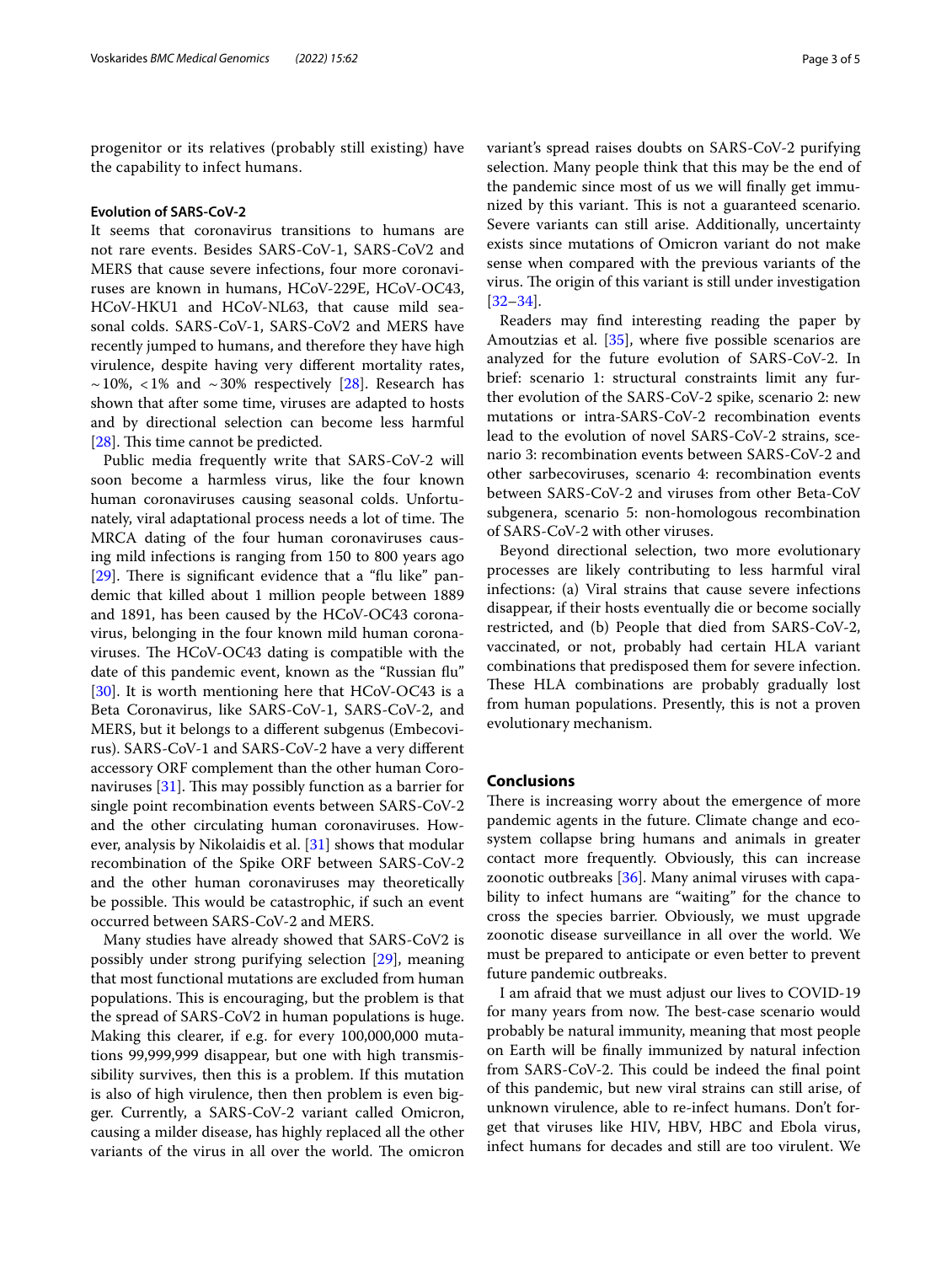progenitor or its relatives (probably still existing) have the capability to infect humans.

### Evolution of SARS-CoV-2

It seems that coronavirus transitions to humans are not rare events. Besides SARS-CoV-1, SARS-CoV2 and MERS that cause severe infections, four more coronaviruses are known in humans, HCoV-229E, HCoV-OC43, HCoV-HKU1 and HCoV-NL63, that cause mild seasonal colds. SARS-CoV-1, SARS-CoV2 and MERS have recently jumped to humans, and therefore they have high virulence, despite having very different mortality rates, ~10%, <1% and ~30% respectively [28]. Research has shown that after some time, viruses are adapted to hosts and by directional selection can become less harmful [28]. This time cannot be predicted.

Public media frequently write that SARS-CoV-2 will soon become a harmless virus, like the four known human coronaviruses causing seasonal colds. Unfortunately, viral adaptational process needs a lot of time. The MRCA dating of the four human coronaviruses causing mild infections is ranging from 150 to 800 years ago [29]. There is significant evidence that a "flu like" pandemic that killed about 1 million people between 1889 and 1891, has been caused by the HCoV-OC43 coronavirus, belonging in the four known mild human coronaviruses. The HCoV-OC43 dating is compatible with the date of this pandemic event, known as the "Russian flu" [30]. It is worth mentioning here that HCoV-OC43 is a Beta Coronavirus, like SARS-CoV-1, SARS-CoV-2, and MERS, but it belongs to a different subgenus (Embecovirus). SARS-CoV-1 and SARS-CoV-2 have a very different accessory ORF complement than the other human Coronaviruses [31]. This may possibly function as a barrier for single point recombination events between SARS-CoV-2 and the other circulating human coronaviruses. However, analysis by Nikolaidis et al. [31] shows that modular recombination of the Spike ORF between SARS-CoV-2 and the other human coronaviruses may theoretically be possible. This would be catastrophic, if such an event occurred between SARS-CoV-2 and MERS.

Many studies have already showed that SARS-CoV2 is possibly under strong purifying selection [29], meaning that most functional mutations are excluded from human populations. This is encouraging, but the problem is that the spread of SARS-CoV2 in human populations is huge. Making this clearer, if e.g. for every 100,000,000 mutations 99,999,999 disappear, but one with high transmissibility survives, then this is a problem. If this mutation is also of high virulence, then then problem is even bigger. Currently, a SARS-CoV-2 variant called Omicron, causing a milder disease, has highly replaced all the other variants of the virus in all over the world. The omicron variant's spread raises doubts on SARS-CoV-2 purifying selection. Many people think that this may be the end of the pandemic since most of us we will finally get immunized by this variant. This is not a guaranteed scenario. Severe variants can still arise. Additionally, uncertainty exists since mutations of Omicron variant do not make sense when compared with the previous variants of the virus. The origin of this variant is still under investigation [32–34].

Readers may find interesting reading the paper by Amoutzias et al. [35], where five possible scenarios are analyzed for the future evolution of SARS-CoV-2. In brief: scenario 1: structural constraints limit any further evolution of the SARS-CoV-2 spike, scenario 2: new mutations or intra-SARS-CoV-2 recombination events lead to the evolution of novel SARS-CoV-2 strains, scenario 3: recombination events between SARS-CoV-2 and other sarbecoviruses, scenario 4: recombination events between SARS-CoV-2 and viruses from other Beta-CoV subgenera, scenario 5: non-homologous recombination of SARS-CoV-2 with other viruses.

Beyond directional selection, two more evolutionary processes are likely contributing to less harmful viral infections: (a) Viral strains that cause severe infections disappear, if their hosts eventually die or become socially restricted, and (b) People that died from SARS-CoV-2, vaccinated, or not, probably had certain HLA variant combinations that predisposed them for severe infection. These HLA combinations are probably gradually lost from human populations. Presently, this is not a proven evolutionary mechanism.

## Conclusions

There is increasing worry about the emergence of more pandemic agents in the future. Climate change and ecosystem collapse bring humans and animals in greater contact more frequently. Obviously, this can increase zoonotic outbreaks [36]. Many animal viruses with capability to infect humans are "waiting" for the chance to cross the species barrier. Obviously, we must upgrade zoonotic disease surveillance in all over the world. We must be prepared to anticipate or even better to prevent future pandemic outbreaks.

I am afraid that we must adjust our lives to COVID-19 for many years from now. The best-case scenario would probably be natural immunity, meaning that most people on Earth will be finally immunized by natural infection from SARS-CoV-2. This could be indeed the final point of this pandemic, but new viral strains can still arise, of unknown virulence, able to re-infect humans. Don't forget that viruses like HIV, HBV, HBC and Ebola virus, infect humans for decades and still are too virulent. We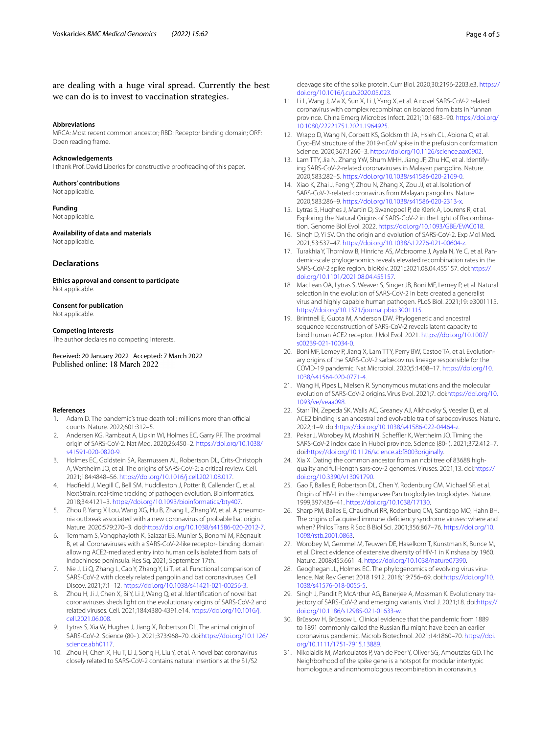are dealing with a huge viral spread. Currently the best we can do is to invest to vaccination strategies.

#### Abbreviations
MRCA: Most recent common ancestor; RBD: Receptor binding domain; ORF: Open reading frame.

#### Acknowledgements
I thank Prof. David Liberles for constructive proofreading of this paper.

#### Authors' contributions
Not applicable.

#### Funding
Not applicable.

#### Availability of data and materials
Not applicable.

### Declarations

#### Ethics approval and consent to participate
Not applicable.

#### Consent for publication
Not applicable.

#### Competing interests
The author declares no competing interests.

Received: 20 January 2022 Accepted: 7 March 2022
Published online: 18 March 2022

#### References

1. Adam D. The pandemic's true death toll: millions more than official counts. Nature. 2022;601:312–5.
2. Andersen KG, Rambaut A, Lipkin WI, Holmes EC, Garry RF. The proximal origin of SARS-CoV-2. Nat Med. 2020;26:450–2. https://doi.org/10.1038/s41591-020-0820-9.
3. Holmes EC, Goldstein SA, Rasmussen AL, Robertson DL, Crits-Christoph A, Wertheim JO, et al. The origins of SARS-CoV-2: a critical review. Cell. 2021;184:4848–56. https://doi.org/10.1016/j.cell.2021.08.017.
4. Hadfield J, Megill C, Bell SM, Huddleston J, Potter B, Callender C, et al. NextStrain: real-time tracking of pathogen evolution. Bioinformatics. 2018;34:4121–3. https://doi.org/10.1093/bioinformatics/bty407.
5. Zhou P, Yang X Lou, Wang XG, Hu B, Zhang L, Zhang W, et al. A pneumonia outbreak associated with a new coronavirus of probable bat origin. Nature. 2020;579:270–3. doi:https://doi.org/10.1038/s41586-020-2012-7.
6. Temmam S, Vongphayloth K, Salazar EB, Munier S, Bonomi M, Régnault B, et al. Coronaviruses with a SARS-CoV-2-like receptor- binding domain allowing ACE2-mediated entry into human cells isolated from bats of Indochinese peninsula. Res Sq. 2021; September 17th.
7. Nie J, Li Q, Zhang L, Cao Y, Zhang Y, Li T, et al. Functional comparison of SARS-CoV-2 with closely related pangolin and bat coronaviruses. Cell Discov. 2021;7:1–12. https://doi.org/10.1038/s41421-021-00256-3.
8. Zhou H, Ji J, Chen X, Bi Y, Li J, Wang Q, et al. Identification of novel bat coronaviruses sheds light on the evolutionary origins of SARS-CoV-2 and related viruses. Cell. 2021;184:4380-4391.e14. https://doi.org/10.1016/j.cell.2021.06.008.
9. Lytras S, Xia W, Hughes J, Jiang X, Robertson DL. The animal origin of SARS-CoV-2. Science (80- ). 2021;373:968–70. doi:https://doi.org/10.1126/science.abh0117.
10. Zhou H, Chen X, Hu T, Li J, Song H, Liu Y, et al. A novel bat coronavirus closely related to SARS-CoV-2 contains natural insertions at the S1/S2 cleavage site of the spike protein. Curr Biol. 2020;30:2196-2203.e3. https://doi.org/10.1016/j.cub.2020.05.023.
11. Li L, Wang J, Ma X, Sun X, Li J, Yang X, et al. A novel SARS-CoV-2 related coronavirus with complex recombination isolated from bats in Yunnan province. China Emerg Microbes Infect. 2021;10:1683–90. https://doi.org/10.1080/22221751.2021.1964925.
12. Wrapp D, Wang N, Corbett KS, Goldsmith JA, Hsieh CL, Abiona O, et al. Cryo-EM structure of the 2019-nCoV spike in the prefusion conformation. Science. 2020;367:1260–3. https://doi.org/10.1126/science.aax0902.
13. Lam TTY, Jia N, Zhang YW, Shum MHH, Jiang JF, Zhu HC, et al. Identifying SARS-CoV-2-related coronaviruses in Malayan pangolins. Nature. 2020;583:282–5. https://doi.org/10.1038/s41586-020-2169-0.
14. Xiao K, Zhai J, Feng Y, Zhou N, Zhang X, Zou JJ, et al. Isolation of SARS-CoV-2-related coronavirus from Malayan pangolins. Nature. 2020;583:286–9. https://doi.org/10.1038/s41586-020-2313-x.
15. Lytras S, Hughes J, Martin D, Swanepoel P, de Klerk A, Lourens R, et al. Exploring the Natural Origins of SARS-CoV-2 in the Light of Recombination. Genome Biol Evol. 2022. https://doi.org/10.1093/GBE/EVAC018.
16. Singh D, Yi SV. On the origin and evolution of SARS-CoV-2. Exp Mol Med. 2021;53:537–47. https://doi.org/10.1038/s12276-021-00604-z.
17. Turakhia Y, Thornlow B, Hinrichs AS, Mcbroome J, Ayala N, Ye C, et al. Pandemic-scale phylogenomics reveals elevated recombination rates in the SARS-CoV-2 spike region. bioRxiv. 2021;:2021.08.04.455157. doi:https://doi.org/10.1101/2021.08.04.455157.
18. MacLean OA, Lytras S, Weaver S, Singer JB, Boni MF, Lemey P, et al. Natural selection in the evolution of SARS-CoV-2 in bats created a generalist virus and highly capable human pathogen. PLoS Biol. 2021;19: e3001115. https://doi.org/10.1371/journal.pbio.3001115.
19. Brintnell E, Gupta M, Anderson DW. Phylogenetic and ancestral sequence reconstruction of SARS-CoV-2 reveals latent capacity to bind human ACE2 receptor. J Mol Evol. 2021. https://doi.org/10.1007/s00239-021-10034-0.
20. Boni MF, Lemey P, Jiang X, Lam TTY, Perry BW, Castoe TA, et al. Evolutionary origins of the SARS-CoV-2 sarbecovirus lineage responsible for the COVID-19 pandemic. Nat Microbiol. 2020;5:1408–17. https://doi.org/10.1038/s41564-020-0771-4.
21. Wang H, Pipes L, Nielsen R. Synonymous mutations and the molecular evolution of SARS-CoV-2 origins. Virus Evol. 2021;7. doi:https://doi.org/10.1093/ve/veaa098.
22. Starr TN, Zepeda SK, Walls AC, Greaney AJ, Alkhovsky S, Veesler D, et al. ACE2 binding is an ancestral and evolvable trait of sarbecoviruses. Nature. 2022;:1–9. doi:https://doi.org/10.1038/s41586-022-04464-z.
23. Pekar J, Worobey M, Moshiri N, Scheffler K, Wertheim JO. Timing the SARS-CoV-2 index case in Hubei province. Science (80- ). 2021;372:412–7. doi:https://doi.org/10.1126/science.abf8003originally.
24. Xia X. Dating the common ancestor from an ncbi tree of 83688 high-quality and full-length sars-cov-2 genomes. Viruses. 2021;13. doi:https://doi.org/10.3390/v13091790.
25. Gao F, Balles E, Robertson DL, Chen Y, Rodenburg CM, Michael SF, et al. Origin of HIV-1 in the chimpanzee Pan troglodytes troglodytes. Nature. 1999;397:436–41. https://doi.org/10.1038/17130.
26. Sharp PM, Bailes E, Chaudhuri RR, Rodenburg CM, Santiago MO, Hahn BH. The origins of acquired immune deficiency syndrome viruses: where and when? Philos Trans R Soc B Biol Sci. 2001;356:867–76. https://doi.org/10.1098/rstb.2001.0863.
27. Worobey M, Gemmel M, Teuwen DE, Haselkorn T, Kunstman K, Bunce M, et al. Direct evidence of extensive diversity of HIV-1 in Kinshasa by 1960. Nature. 2008;455:661–4. https://doi.org/10.1038/nature07390.
28. Geoghegan JL, Holmes EC. The phylogenomics of evolving virus virulence. Nat Rev Genet 2018 1912. 2018;19:756–69. doi:https://doi.org/10.1038/s41576-018-0055-5.
29. Singh J, Pandit P, McArthur AG, Banerjee A, Mossman K. Evolutionary trajectory of SARS-CoV-2 and emerging variants. Virol J. 2021;18. doi:https://doi.org/10.1186/s12985-021-01633-w.
30. Brüssow H, Brüssow L. Clinical evidence that the pandemic from 1889 to 1891 commonly called the Russian flu might have been an earlier coronavirus pandemic. Microb Biotechnol. 2021;14:1860–70. https://doi.org/10.1111/1751-7915.13889.
31. Nikolaidis M, Markoulatos P, Van de Peer Y, Oliver SG, Amoutzias GD. The Neighborhood of the spike gene is a hotspot for modular intertypic homologous and nonhomologous recombination in coronavirus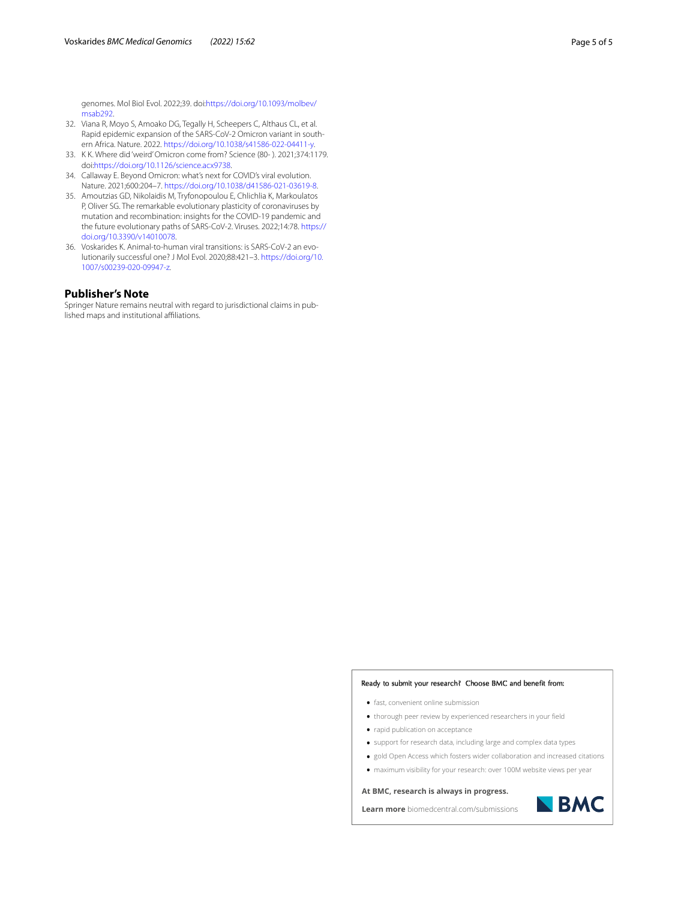genomes. Mol Biol Evol. 2022;39. doi:https://doi.org/10.1093/molbev/msab292.

32. Viana R, Moyo S, Amoako DG, Tegally H, Scheepers C, Althaus CL, et al. Rapid epidemic expansion of the SARS-CoV-2 Omicron variant in southern Africa. Nature. 2022. https://doi.org/10.1038/s41586-022-04411-y.
33. K K. Where did 'weird' Omicron come from? Science (80- ). 2021;374:1179. doi:https://doi.org/10.1126/science.acx9738.
34. Callaway E. Beyond Omicron: what's next for COVID's viral evolution. Nature. 2021;600:204–7. https://doi.org/10.1038/d41586-021-03619-8.
35. Amoutzias GD, Nikolaidis M, Tryfonopoulou E, Chlichlia K, Markoulatos P, Oliver SG. The remarkable evolutionary plasticity of coronaviruses by mutation and recombination: insights for the COVID-19 pandemic and the future evolutionary paths of SARS-CoV-2. Viruses. 2022;14:78. https://doi.org/10.3390/v14010078.
36. Voskarides K. Animal-to-human viral transitions: is SARS-CoV-2 an evolutionarily successful one? J Mol Evol. 2020;88:421–3. https://doi.org/10.1007/s00239-020-09947-z.

## Publisher's Note

Springer Nature remains neutral with regard to jurisdictional claims in published maps and institutional affiliations.

Ready to submit your research? Choose BMC and benefit from:

- fast, convenient online submission
- thorough peer review by experienced researchers in your field
- rapid publication on acceptance
- support for research data, including large and complex data types
- gold Open Access which fosters wider collaboration and increased citations
- maximum visibility for your research: over 100M website views per year

**At BMC, research is always in progress.**

**Learn more** biomedcentral.com/submissions

BMC